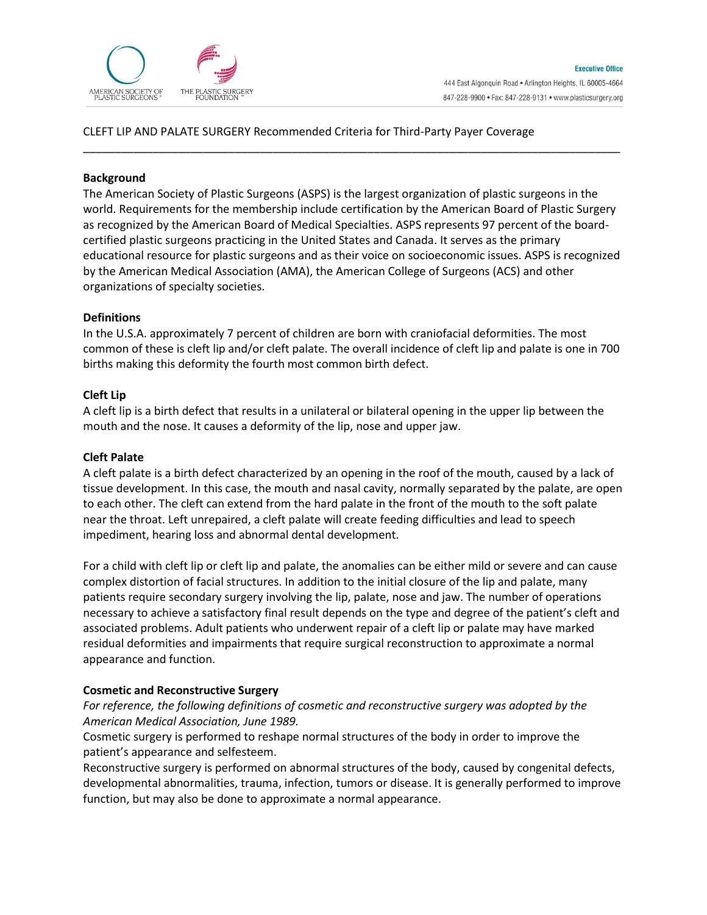CLEFT LIP AND PALATE SURGERY Recommended Criteria for Third-Party Payer Coverage

---

**Background**

The American Society of Plastic Surgeons (ASPS) is the largest organization of plastic surgeons in the world. Requirements for the membership include certification by the American Board of Plastic Surgery as recognized by the American Board of Medical Specialties. ASPS represents 97 percent of the board-certified plastic surgeons practicing in the United States and Canada. It serves as the primary educational resource for plastic surgeons and as their voice on socioeconomic issues. ASPS is recognized by the American Medical Association (AMA), the American College of Surgeons (ACS) and other organizations of specialty societies.

**Definitions**

In the U.S.A. approximately 7 percent of children are born with craniofacial deformities. The most common of these is cleft lip and/or cleft palate. The overall incidence of cleft lip and palate is one in 700 births making this deformity the fourth most common birth defect.

**Cleft Lip**

A cleft lip is a birth defect that results in a unilateral or bilateral opening in the upper lip between the mouth and the nose. It causes a deformity of the lip, nose and upper jaw.

**Cleft Palate**

A cleft palate is a birth defect characterized by an opening in the roof of the mouth, caused by a lack of tissue development. In this case, the mouth and nasal cavity, normally separated by the palate, are open to each other. The cleft can extend from the hard palate in the front of the mouth to the soft palate near the throat. Left unrepaired, a cleft palate will create feeding difficulties and lead to speech impediment, hearing loss and abnormal dental development.

For a child with cleft lip or cleft lip and palate, the anomalies can be either mild or severe and can cause complex distortion of facial structures. In addition to the initial closure of the lip and palate, many patients require secondary surgery involving the lip, palate, nose and jaw. The number of operations necessary to achieve a satisfactory final result depends on the type and degree of the patient's cleft and associated problems. Adult patients who underwent repair of a cleft lip or palate may have marked residual deformities and impairments that require surgical reconstruction to approximate a normal appearance and function.

**Cosmetic and Reconstructive Surgery**

*For reference, the following definitions of cosmetic and reconstructive surgery was adopted by the American Medical Association, June 1989.*

Cosmetic surgery is performed to reshape normal structures of the body in order to improve the patient's appearance and selfesteem.

Reconstructive surgery is performed on abnormal structures of the body, caused by congenital defects, developmental abnormalities, trauma, infection, tumors or disease. It is generally performed to improve function, but may also be done to approximate a normal appearance.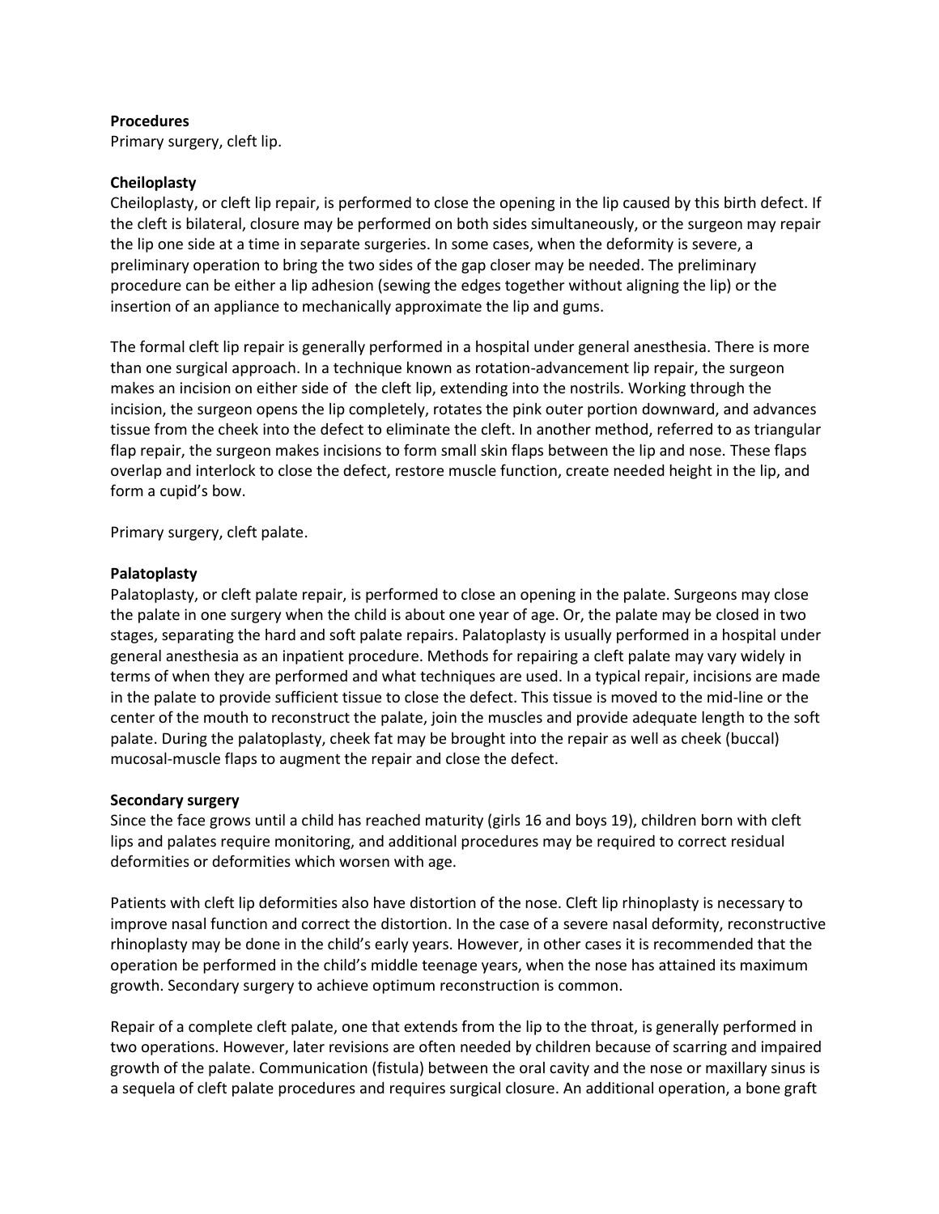**Procedures**

Primary surgery, cleft lip.

**Cheiloplasty**

Cheiloplasty, or cleft lip repair, is performed to close the opening in the lip caused by this birth defect. If the cleft is bilateral, closure may be performed on both sides simultaneously, or the surgeon may repair the lip one side at a time in separate surgeries. In some cases, when the deformity is severe, a preliminary operation to bring the two sides of the gap closer may be needed. The preliminary procedure can be either a lip adhesion (sewing the edges together without aligning the lip) or the insertion of an appliance to mechanically approximate the lip and gums.

The formal cleft lip repair is generally performed in a hospital under general anesthesia. There is more than one surgical approach. In a technique known as rotation-advancement lip repair, the surgeon makes an incision on either side of the cleft lip, extending into the nostrils. Working through the incision, the surgeon opens the lip completely, rotates the pink outer portion downward, and advances tissue from the cheek into the defect to eliminate the cleft. In another method, referred to as triangular flap repair, the surgeon makes incisions to form small skin flaps between the lip and nose. These flaps overlap and interlock to close the defect, restore muscle function, create needed height in the lip, and form a cupid's bow.

Primary surgery, cleft palate.

**Palatoplasty**

Palatoplasty, or cleft palate repair, is performed to close an opening in the palate. Surgeons may close the palate in one surgery when the child is about one year of age. Or, the palate may be closed in two stages, separating the hard and soft palate repairs. Palatoplasty is usually performed in a hospital under general anesthesia as an inpatient procedure. Methods for repairing a cleft palate may vary widely in terms of when they are performed and what techniques are used. In a typical repair, incisions are made in the palate to provide sufficient tissue to close the defect. This tissue is moved to the mid-line or the center of the mouth to reconstruct the palate, join the muscles and provide adequate length to the soft palate. During the palatoplasty, cheek fat may be brought into the repair as well as cheek (buccal) mucosal-muscle flaps to augment the repair and close the defect.

**Secondary surgery**

Since the face grows until a child has reached maturity (girls 16 and boys 19), children born with cleft lips and palates require monitoring, and additional procedures may be required to correct residual deformities or deformities which worsen with age.

Patients with cleft lip deformities also have distortion of the nose. Cleft lip rhinoplasty is necessary to improve nasal function and correct the distortion. In the case of a severe nasal deformity, reconstructive rhinoplasty may be done in the child's early years. However, in other cases it is recommended that the operation be performed in the child's middle teenage years, when the nose has attained its maximum growth. Secondary surgery to achieve optimum reconstruction is common.

Repair of a complete cleft palate, one that extends from the lip to the throat, is generally performed in two operations. However, later revisions are often needed by children because of scarring and impaired growth of the palate. Communication (fistula) between the oral cavity and the nose or maxillary sinus is a sequela of cleft palate procedures and requires surgical closure. An additional operation, a bone graft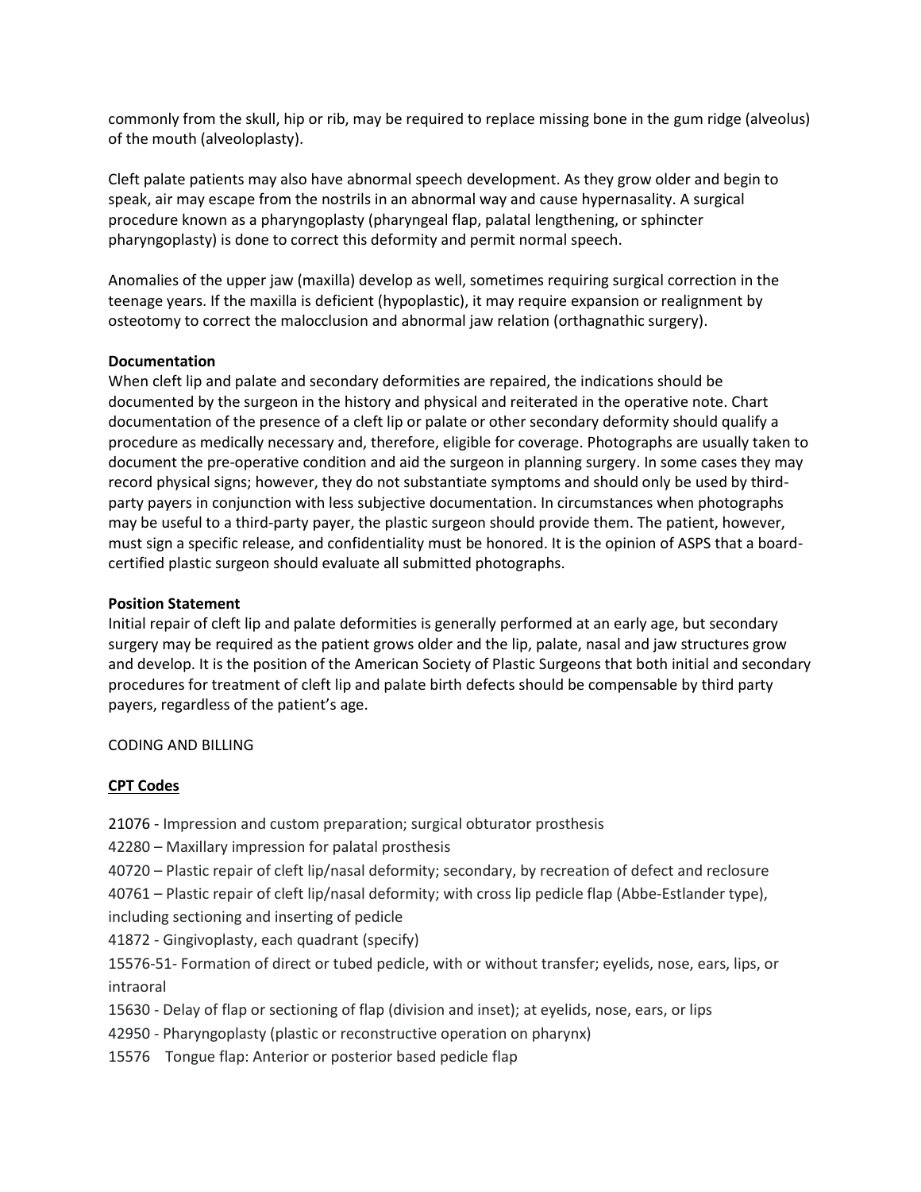commonly from the skull, hip or rib, may be required to replace missing bone in the gum ridge (alveolus) of the mouth (alveoloplasty).

Cleft palate patients may also have abnormal speech development. As they grow older and begin to speak, air may escape from the nostrils in an abnormal way and cause hypernasality. A surgical procedure known as a pharyngoplasty (pharyngeal flap, palatal lengthening, or sphincter pharyngoplasty) is done to correct this deformity and permit normal speech.

Anomalies of the upper jaw (maxilla) develop as well, sometimes requiring surgical correction in the teenage years. If the maxilla is deficient (hypoplastic), it may require expansion or realignment by osteotomy to correct the malocclusion and abnormal jaw relation (orthagnathic surgery).

**Documentation**

When cleft lip and palate and secondary deformities are repaired, the indications should be documented by the surgeon in the history and physical and reiterated in the operative note. Chart documentation of the presence of a cleft lip or palate or other secondary deformity should qualify a procedure as medically necessary and, therefore, eligible for coverage. Photographs are usually taken to document the pre-operative condition and aid the surgeon in planning surgery. In some cases they may record physical signs; however, they do not substantiate symptoms and should only be used by third-party payers in conjunction with less subjective documentation. In circumstances when photographs may be useful to a third-party payer, the plastic surgeon should provide them. The patient, however, must sign a specific release, and confidentiality must be honored. It is the opinion of ASPS that a board-certified plastic surgeon should evaluate all submitted photographs.

**Position Statement**

Initial repair of cleft lip and palate deformities is generally performed at an early age, but secondary surgery may be required as the patient grows older and the lip, palate, nasal and jaw structures grow and develop. It is the position of the American Society of Plastic Surgeons that both initial and secondary procedures for treatment of cleft lip and palate birth defects should be compensable by third party payers, regardless of the patient's age.

CODING AND BILLING

**CPT Codes**

21076 - Impression and custom preparation; surgical obturator prosthesis

42280 – Maxillary impression for palatal prosthesis

40720 – Plastic repair of cleft lip/nasal deformity; secondary, by recreation of defect and reclosure

40761 – Plastic repair of cleft lip/nasal deformity; with cross lip pedicle flap (Abbe-Estlander type), including sectioning and inserting of pedicle

41872 - Gingivoplasty, each quadrant (specify)

15576-51- Formation of direct or tubed pedicle, with or without transfer; eyelids, nose, ears, lips, or intraoral

15630 - Delay of flap or sectioning of flap (division and inset); at eyelids, nose, ears, or lips

42950 - Pharyngoplasty (plastic or reconstructive operation on pharynx)

15576 Tongue flap: Anterior or posterior based pedicle flap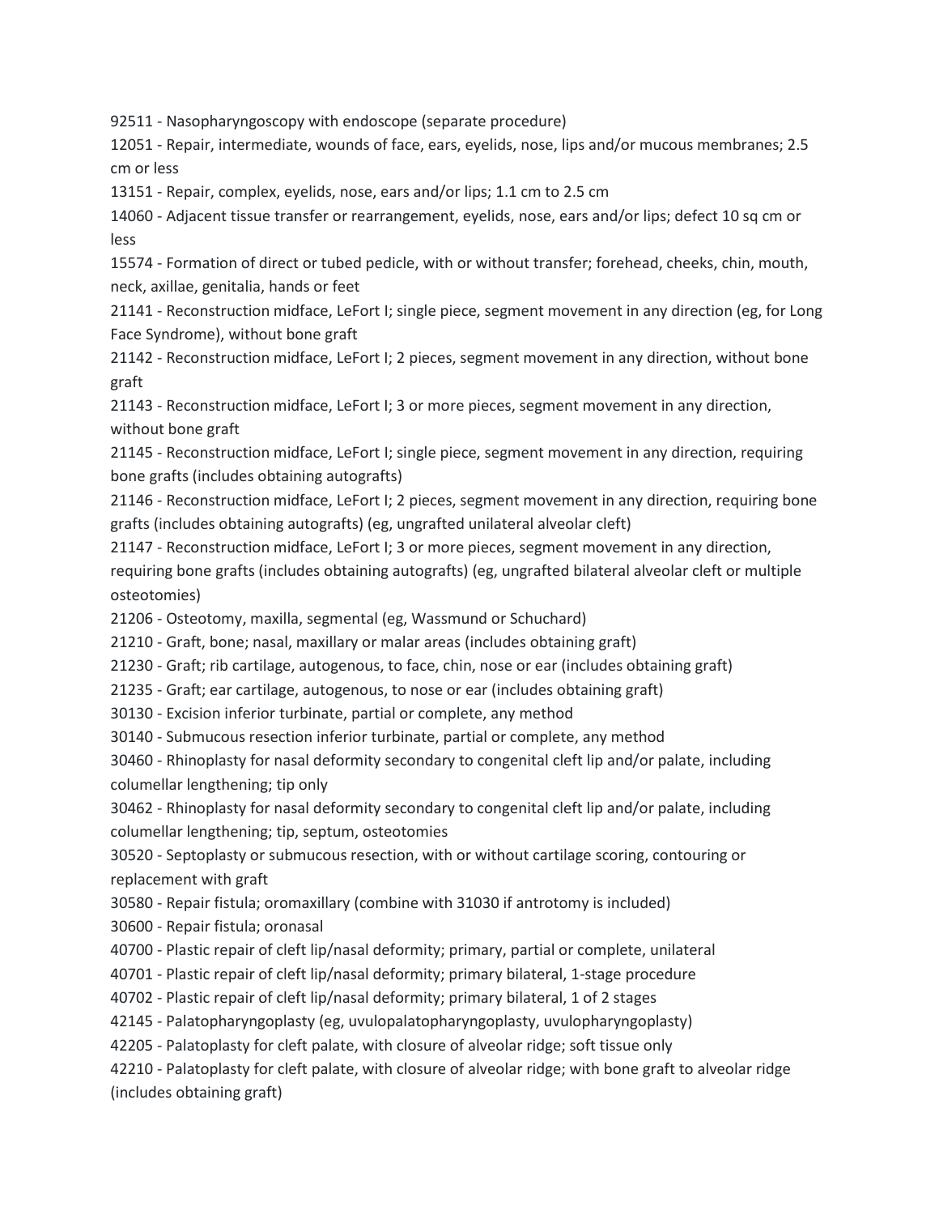92511 - Nasopharyngoscopy with endoscope (separate procedure)

12051 - Repair, intermediate, wounds of face, ears, eyelids, nose, lips and/or mucous membranes; 2.5 cm or less

13151 - Repair, complex, eyelids, nose, ears and/or lips; 1.1 cm to 2.5 cm

14060 - Adjacent tissue transfer or rearrangement, eyelids, nose, ears and/or lips; defect 10 sq cm or less

15574 - Formation of direct or tubed pedicle, with or without transfer; forehead, cheeks, chin, mouth, neck, axillae, genitalia, hands or feet

21141 - Reconstruction midface, LeFort I; single piece, segment movement in any direction (eg, for Long Face Syndrome), without bone graft

21142 - Reconstruction midface, LeFort I; 2 pieces, segment movement in any direction, without bone graft

21143 - Reconstruction midface, LeFort I; 3 or more pieces, segment movement in any direction, without bone graft

21145 - Reconstruction midface, LeFort I; single piece, segment movement in any direction, requiring bone grafts (includes obtaining autografts)

21146 - Reconstruction midface, LeFort I; 2 pieces, segment movement in any direction, requiring bone grafts (includes obtaining autografts) (eg, ungrafted unilateral alveolar cleft)

21147 - Reconstruction midface, LeFort I; 3 or more pieces, segment movement in any direction, requiring bone grafts (includes obtaining autografts) (eg, ungrafted bilateral alveolar cleft or multiple osteotomies)

21206 - Osteotomy, maxilla, segmental (eg, Wassmund or Schuchard)

21210 - Graft, bone; nasal, maxillary or malar areas (includes obtaining graft)

21230 - Graft; rib cartilage, autogenous, to face, chin, nose or ear (includes obtaining graft)

21235 - Graft; ear cartilage, autogenous, to nose or ear (includes obtaining graft)

30130 - Excision inferior turbinate, partial or complete, any method

30140 - Submucous resection inferior turbinate, partial or complete, any method

30460 - Rhinoplasty for nasal deformity secondary to congenital cleft lip and/or palate, including columellar lengthening; tip only

30462 - Rhinoplasty for nasal deformity secondary to congenital cleft lip and/or palate, including columellar lengthening; tip, septum, osteotomies

30520 - Septoplasty or submucous resection, with or without cartilage scoring, contouring or replacement with graft

30580 - Repair fistula; oromaxillary (combine with 31030 if antrotomy is included)

30600 - Repair fistula; oronasal

40700 - Plastic repair of cleft lip/nasal deformity; primary, partial or complete, unilateral

40701 - Plastic repair of cleft lip/nasal deformity; primary bilateral, 1-stage procedure

40702 - Plastic repair of cleft lip/nasal deformity; primary bilateral, 1 of 2 stages

42145 - Palatopharyngoplasty (eg, uvulopalatopharyngoplasty, uvulopharyngoplasty)

42205 - Palatoplasty for cleft palate, with closure of alveolar ridge; soft tissue only

42210 - Palatoplasty for cleft palate, with closure of alveolar ridge; with bone graft to alveolar ridge (includes obtaining graft)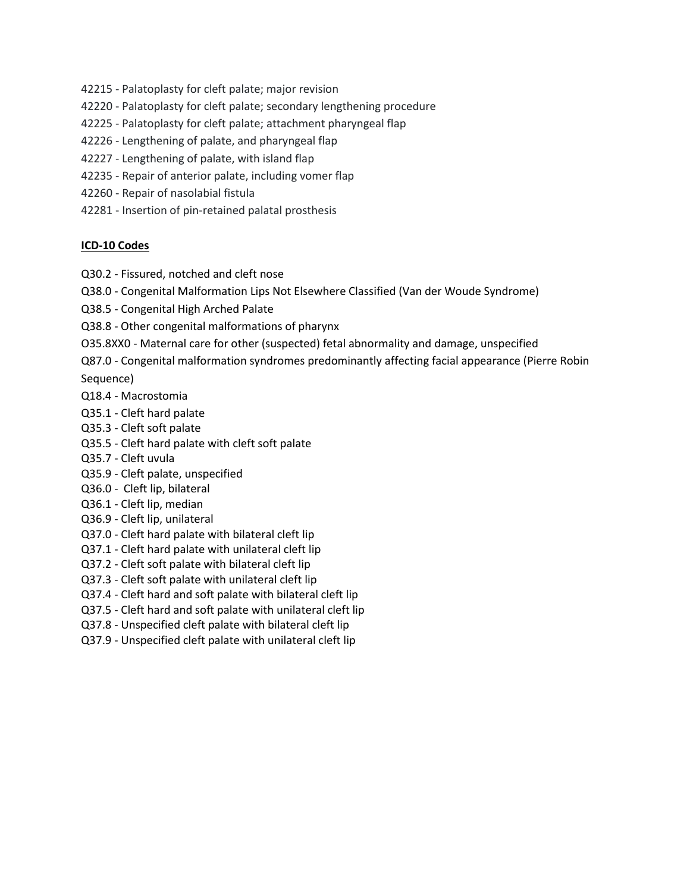42215 - Palatoplasty for cleft palate; major revision

42220 - Palatoplasty for cleft palate; secondary lengthening procedure

42225 - Palatoplasty for cleft palate; attachment pharyngeal flap

42226 - Lengthening of palate, and pharyngeal flap

42227 - Lengthening of palate, with island flap

42235 - Repair of anterior palate, including vomer flap

42260 - Repair of nasolabial fistula

42281 - Insertion of pin-retained palatal prosthesis

**ICD-10 Codes**

Q30.2 - Fissured, notched and cleft nose

Q38.0 - Congenital Malformation Lips Not Elsewhere Classified (Van der Woude Syndrome)

Q38.5 - Congenital High Arched Palate

Q38.8 - Other congenital malformations of pharynx

O35.8XX0 - Maternal care for other (suspected) fetal abnormality and damage, unspecified

Q87.0 - Congenital malformation syndromes predominantly affecting facial appearance (Pierre Robin Sequence)

Q18.4 - Macrostomia

Q35.1 - Cleft hard palate

Q35.3 - Cleft soft palate

Q35.5 - Cleft hard palate with cleft soft palate

Q35.7 - Cleft uvula

Q35.9 - Cleft palate, unspecified

Q36.0 - Cleft lip, bilateral

Q36.1 - Cleft lip, median

Q36.9 - Cleft lip, unilateral

Q37.0 - Cleft hard palate with bilateral cleft lip

Q37.1 - Cleft hard palate with unilateral cleft lip

Q37.2 - Cleft soft palate with bilateral cleft lip

Q37.3 - Cleft soft palate with unilateral cleft lip

Q37.4 - Cleft hard and soft palate with bilateral cleft lip

Q37.5 - Cleft hard and soft palate with unilateral cleft lip

Q37.8 - Unspecified cleft palate with bilateral cleft lip

Q37.9 - Unspecified cleft palate with unilateral cleft lip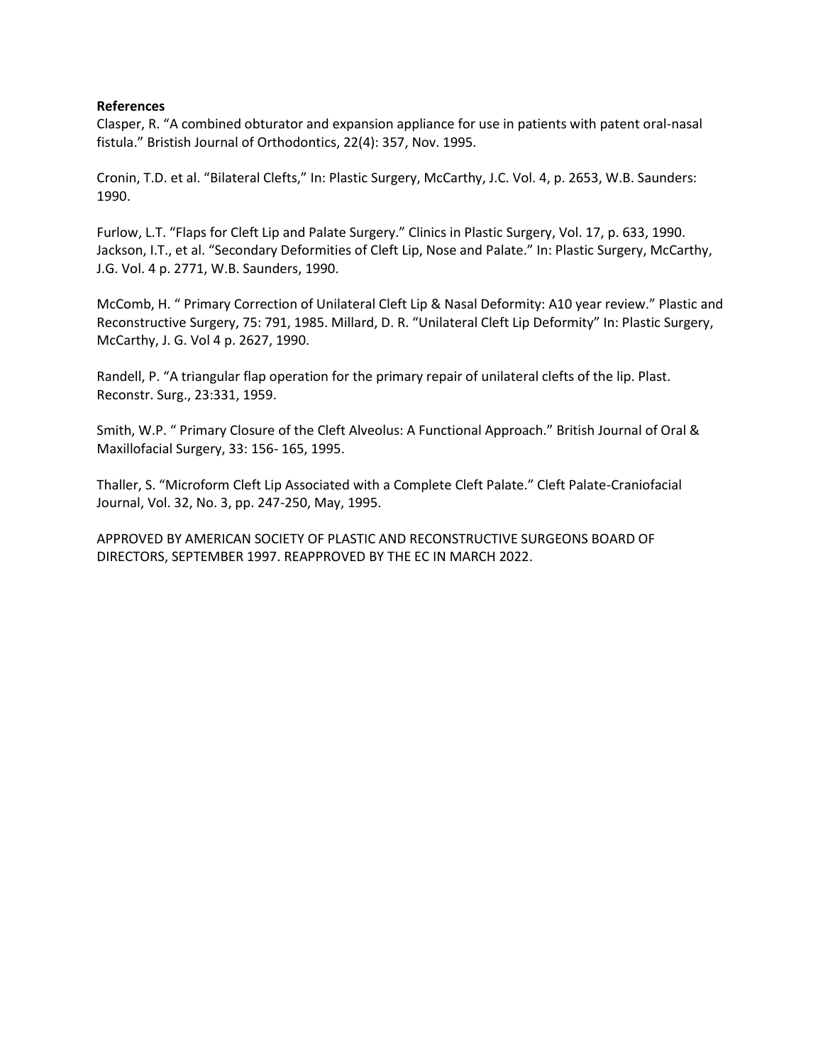**References**

Clasper, R. “A combined obturator and expansion appliance for use in patients with patent oral-nasal fistula.” Bristish Journal of Orthodontics, 22(4): 357, Nov. 1995.

Cronin, T.D. et al. “Bilateral Clefts,” In: Plastic Surgery, McCarthy, J.C. Vol. 4, p. 2653, W.B. Saunders: 1990.

Furlow, L.T. “Flaps for Cleft Lip and Palate Surgery.” Clinics in Plastic Surgery, Vol. 17, p. 633, 1990. Jackson, I.T., et al. “Secondary Deformities of Cleft Lip, Nose and Palate.” In: Plastic Surgery, McCarthy, J.G. Vol. 4 p. 2771, W.B. Saunders, 1990.

McComb, H. “ Primary Correction of Unilateral Cleft Lip & Nasal Deformity: A10 year review.” Plastic and Reconstructive Surgery, 75: 791, 1985. Millard, D. R. “Unilateral Cleft Lip Deformity” In: Plastic Surgery, McCarthy, J. G. Vol 4 p. 2627, 1990.

Randell, P. “A triangular flap operation for the primary repair of unilateral clefts of the lip. Plast. Reconstr. Surg., 23:331, 1959.

Smith, W.P. “ Primary Closure of the Cleft Alveolus: A Functional Approach.” British Journal of Oral & Maxillofacial Surgery, 33: 156- 165, 1995.

Thaller, S. “Microform Cleft Lip Associated with a Complete Cleft Palate.” Cleft Palate-Craniofacial Journal, Vol. 32, No. 3, pp. 247-250, May, 1995.

APPROVED BY AMERICAN SOCIETY OF PLASTIC AND RECONSTRUCTIVE SURGEONS BOARD OF DIRECTORS, SEPTEMBER 1997. REAPPROVED BY THE EC IN MARCH 2022.